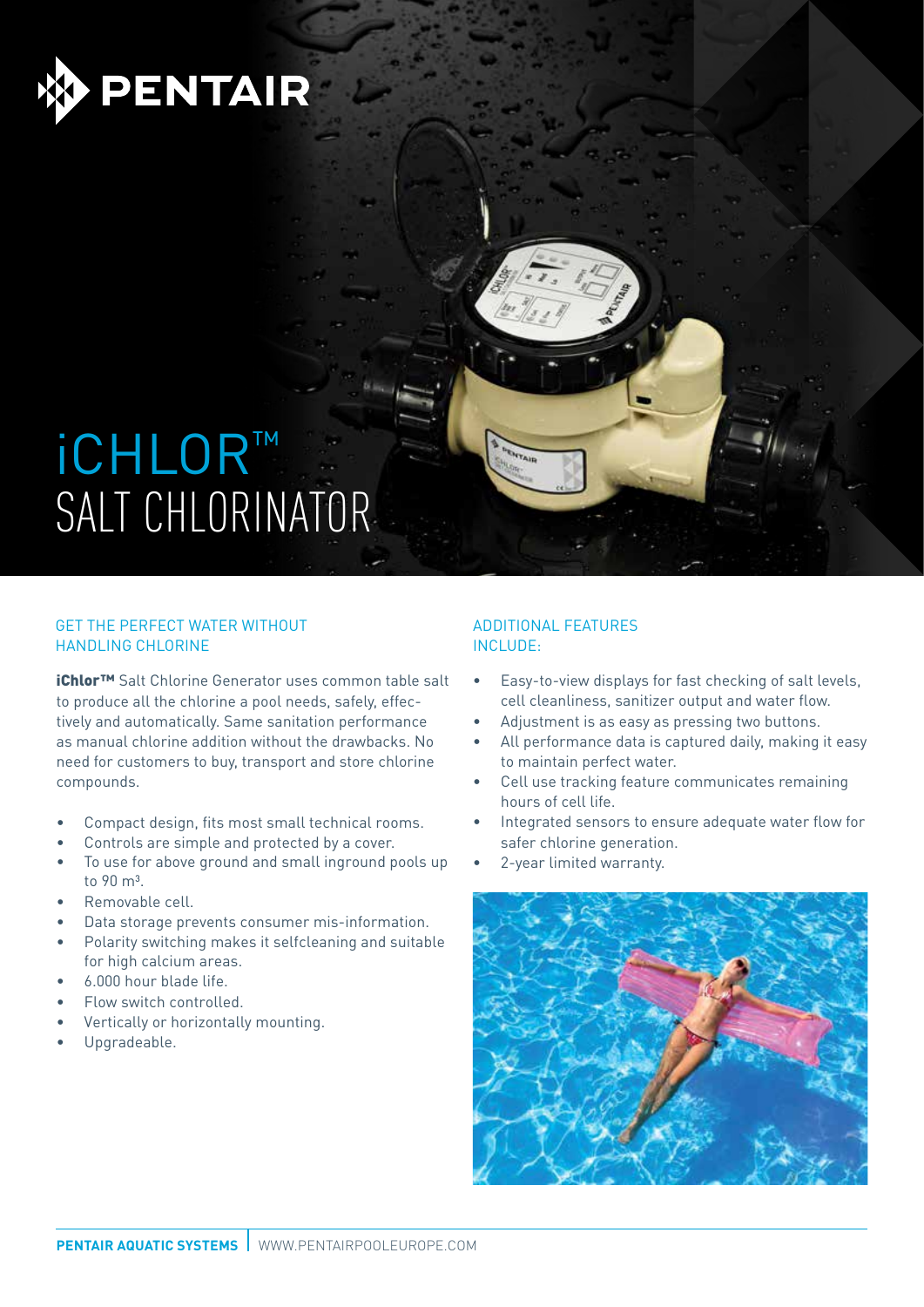PENTAIR

# iCHLOR™ SALT CHLORINATOR

## GET THE PERFECT WATER WITHOUT HANDLING CHLORINE

**iChlor™** Salt Chlorine Generator uses common table salt to produce all the chlorine a pool needs, safely, effectively and automatically. Same sanitation performance as manual chlorine addition without the drawbacks. No need for customers to buy, transport and store chlorine compounds.

- Compact design, fits most small technical rooms.
- Controls are simple and protected by a cover.
- To use for above ground and small inground pools up to 90 m³.
- Removable cell.
- Data storage prevents consumer mis-information.
- Polarity switching makes it selfcleaning and suitable for high calcium areas.
- 6.000 hour blade life.
- Flow switch controlled.
- Vertically or horizontally mounting.
- Upgradeable.

## ADDITIONAL FEATURES INCLUDE:

- Easy-to-view displays for fast checking of salt levels, cell cleanliness, sanitizer output and water flow.
- Adjustment is as easy as pressing two buttons.
- All performance data is captured daily, making it easy to maintain perfect water.
- Cell use tracking feature communicates remaining hours of cell life.
- Integrated sensors to ensure adequate water flow for safer chlorine generation.
- 2-year limited warranty.

**PENTAIR AQUATIC SYSTEMS** | WWW.PENTAIRPOOLEUROPE.COM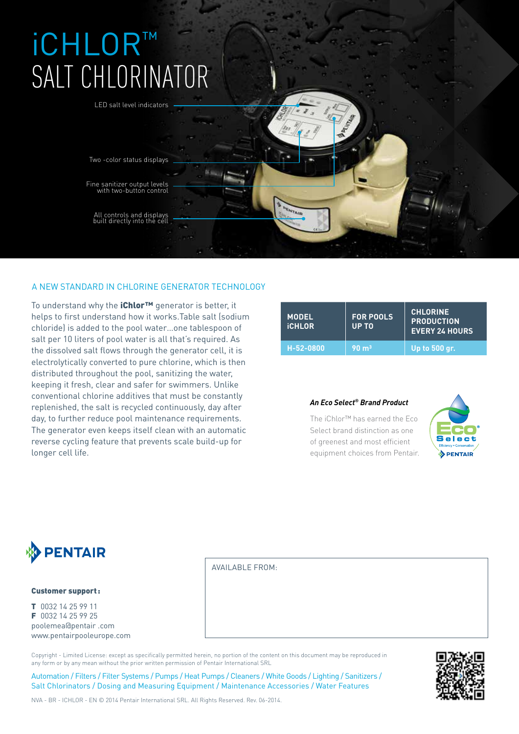# iCHLOR™ SALT CHLORINATOR

LED salt level indicators

Two -color status displays

Fine sanitizer output levels with two-button control

All controls and displays built directly into the cell

## A NEW STANDARD IN CHLORINE GENERATOR TECHNOLOGY

To understand why the **iChlor™** generator is better, it helps to first understand how it works.Table salt (sodium chloride) is added to the pool water…one tablespoon of salt per 10 liters of pool water is all that's required. As the dissolved salt flows through the generator cell, it is electrolytically converted to pure chlorine, which is then distributed throughout the pool, sanitizing the water, keeping it fresh, clear and safer for swimmers. Unlike conventional chlorine additives that must be constantly replenished, the salt is recycled continuously, day after day, to further reduce pool maintenance requirements. The generator even keeps itself clean with an automatic reverse cycling feature that prevents scale build-up for longer cell life.

| MODEL iCHLOR | FOR POOLS UP TO | CHLORINE PRODUCTION EVERY 24 HOURS |
|---|---|---|
| H-52-0800 | 90 m³ | Up to 500 gr. |

***An Eco Select® Brand Product***

The iChlor™ has earned the Eco Select brand distinction as one of greenest and most efficient equipment choices from Pentair.

Eco Select® Efficiency • Conservation PENTAIR

PENTAIR

**Customer support:**

**T** 0032 14 25 99 11
**F** 0032 14 25 99 25
poolemea@pentair .com
www.pentairpooleurope.com

AVAILABLE FROM:

Copyright - Limited License: except as specifically permitted herein, no portion of the content on this document may be reproduced in any form or by any mean without the prior written permission of Pentair International SRL

Automation / Filters / Filter Systems / Pumps / Heat Pumps / Cleaners / White Goods / Lighting / Sanitizers / Salt Chlorinators / Dosing and Measuring Equipment / Maintenance Accessories / Water Features

NVA - BR - ICHLOR - EN © 2014 Pentair International SRL. All Rights Reserved. Rev. 06-2014.